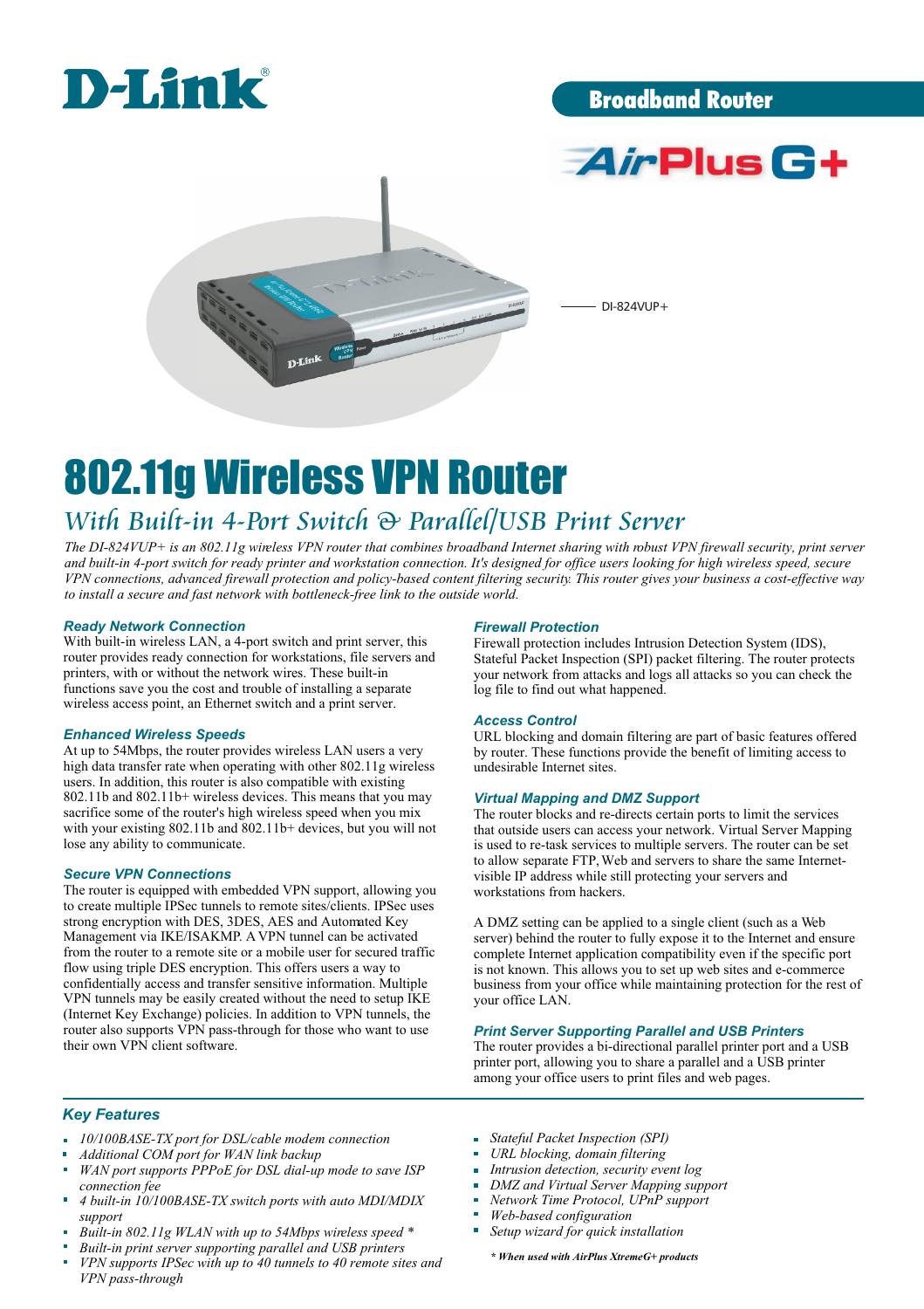D-Link

Broadband Router

AirPlus G+

DI-824VUP+

# 802.11g Wireless VPN Router

## *With Built-in 4-Port Switch & Parallel/USB Print Server*

*The DI-824VUP+ is an 802.11g wireless VPN router that combines broadband Internet sharing with robust VPN firewall security, print server and built-in 4-port switch for ready printer and workstation connection. It's designed for office users looking for high wireless speed, secure VPN connections, advanced firewall protection and policy-based content filtering security. This router gives your business a cost-effective way to install a secure and fast network with bottleneck-free link to the outside world.*

### Ready Network Connection

With built-in wireless LAN, a 4-port switch and print server, this router provides ready connection for workstations, file servers and printers, with or without the network wires. These built-in functions save you the cost and trouble of installing a separate wireless access point, an Ethernet switch and a print server.

### Enhanced Wireless Speeds

At up to 54Mbps, the router provides wireless LAN users a very high data transfer rate when operating with other 802.11g wireless users. In addition, this router is also compatible with existing 802.11b and 802.11b+ wireless devices. This means that you may sacrifice some of the router's high wireless speed when you mix with your existing 802.11b and 802.11b+ devices, but you will not lose any ability to communicate.

### Secure VPN Connections

The router is equipped with embedded VPN support, allowing you to create multiple IPSec tunnels to remote sites/clients. IPSec uses strong encryption with DES, 3DES, AES and Automated Key Management via IKE/ISAKMP. A VPN tunnel can be activated from the router to a remote site or a mobile user for secured traffic flow using triple DES encryption. This offers users a way to confidentially access and transfer sensitive information. Multiple VPN tunnels may be easily created without the need to setup IKE (Internet Key Exchange) policies. In addition to VPN tunnels, the router also supports VPN pass-through for those who want to use their own VPN client software.

### Firewall Protection

Firewall protection includes Intrusion Detection System (IDS), Stateful Packet Inspection (SPI) packet filtering. The router protects your network from attacks and logs all attacks so you can check the log file to find out what happened.

### Access Control

URL blocking and domain filtering are part of basic features offered by router. These functions provide the benefit of limiting access to undesirable Internet sites.

### Virtual Mapping and DMZ Support

The router blocks and re-directs certain ports to limit the services that outside users can access your network. Virtual Server Mapping is used to re-task services to multiple servers. The router can be set to allow separate FTP, Web and servers to share the same Internet-visible IP address while still protecting your servers and workstations from hackers.

A DMZ setting can be applied to a single client (such as a Web server) behind the router to fully expose it to the Internet and ensure complete Internet application compatibility even if the specific port is not known. This allows you to set up web sites and e-commerce business from your office while maintaining protection for the rest of your office LAN.

### Print Server Supporting Parallel and USB Printers

The router provides a bi-directional parallel printer port and a USB printer port, allowing you to share a parallel and a USB printer among your office users to print files and web pages.

### Key Features

- *10/100BASE-TX port for DSL/cable modem connection*
- *Additional COM port for WAN link backup*
- *WAN port supports PPPoE for DSL dial-up mode to save ISP connection fee*
- *4 built-in 10/100BASE-TX switch ports with auto MDI/MDIX support*
- *Built-in 802.11g WLAN with up to 54Mbps wireless speed \**
- *Built-in print server supporting parallel and USB printers*
- *VPN supports IPSec with up to 40 tunnels to 40 remote sites and VPN pass-through*
- *Stateful Packet Inspection (SPI)*
- *URL blocking, domain filtering*
- *Intrusion detection, security event log*
- *DMZ and Virtual Server Mapping support*
- *Network Time Protocol, UPnP support*
- *Web-based configuration*
- *Setup wizard for quick installation*

***\* When used with AirPlus XtremeG+ products***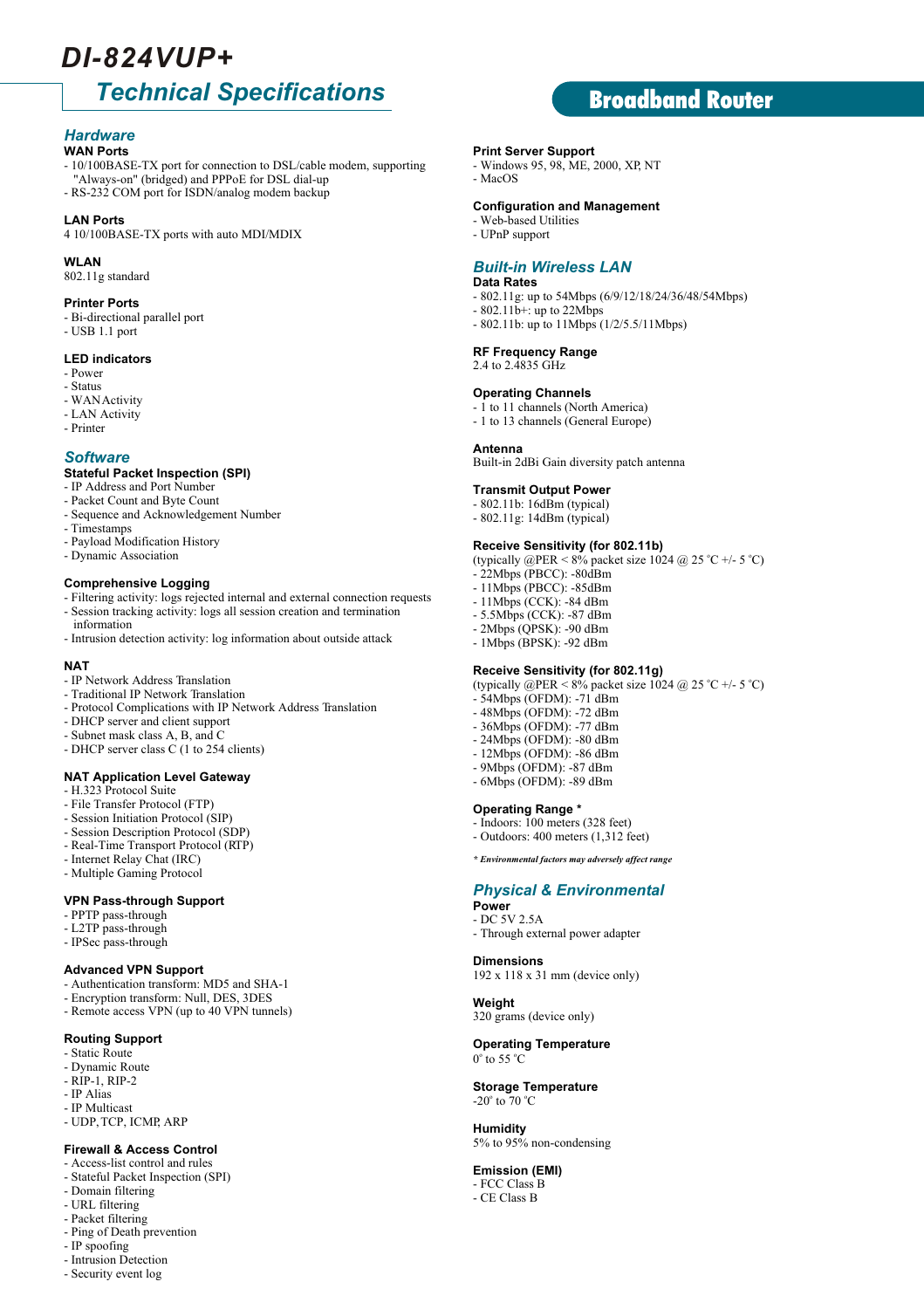# DI-824VUP+

## Technical Specifications

**Broadband Router**

## Hardware

### WAN Ports
- 10/100BASE-TX port for connection to DSL/cable modem, supporting "Always-on" (bridged) and PPPoE for DSL dial-up
- RS-232 COM port for ISDN/analog modem backup

### LAN Ports
4 10/100BASE-TX ports with auto MDI/MDIX

### WLAN
802.11g standard

### Printer Ports
- Bi-directional parallel port
- USB 1.1 port

### LED indicators
- Power
- Status
- WANActivity
- LAN Activity
- Printer

## Software

### Stateful Packet Inspection (SPI)
- IP Address and Port Number
- Packet Count and Byte Count
- Sequence and Acknowledgement Number
- Timestamps
- Payload Modification History
- Dynamic Association

### Comprehensive Logging
- Filtering activity: logs rejected internal and external connection requests
- Session tracking activity: logs all session creation and termination information
- Intrusion detection activity: log information about outside attack

### NAT
- IP Network Address Translation
- Traditional IP Network Translation
- Protocol Complications with IP Network Address Translation
- DHCP server and client support
- Subnet mask class A, B, and C
- DHCP server class C (1 to 254 clients)

### NAT Application Level Gateway
- H.323 Protocol Suite
- File Transfer Protocol (FTP)
- Session Initiation Protocol (SIP)
- Session Description Protocol (SDP)
- Real-Time Transport Protocol (RTP)
- Internet Relay Chat (IRC)
- Multiple Gaming Protocol

### VPN Pass-through Support
- PPTP pass-through
- L2TP pass-through
- IPSec pass-through

### Advanced VPN Support
- Authentication transform: MD5 and SHA-1
- Encryption transform: Null, DES, 3DES
- Remote access VPN (up to 40 VPN tunnels)

### Routing Support
- Static Route
- Dynamic Route
- RIP-1, RIP-2
- IP Alias
- IP Multicast
- UDP, TCP, ICMP, ARP

### Firewall & Access Control
- Access-list control and rules
- Stateful Packet Inspection (SPI)
- Domain filtering
- URL filtering
- Packet filtering
- Ping of Death prevention
- IP spoofing
- Intrusion Detection
- Security event log

### Print Server Support
- Windows 95, 98, ME, 2000, XP, NT
- MacOS

### Configuration and Management
- Web-based Utilities
- UPnP support

## Built-in Wireless LAN

### Data Rates
- 802.11g: up to 54Mbps (6/9/12/18/24/36/48/54Mbps)
- 802.11b+: up to 22Mbps
- 802.11b: up to 11Mbps (1/2/5.5/11Mbps)

### RF Frequency Range
2.4 to 2.4835 GHz

### Operating Channels
- 1 to 11 channels (North America)
- 1 to 13 channels (General Europe)

### Antenna
Built-in 2dBi Gain diversity patch antenna

### Transmit Output Power
- 802.11b: 16dBm (typical)
- 802.11g: 14dBm (typical)

### Receive Sensitivity (for 802.11b)
(typically @PER < 8% packet size 1024 @ 25 ℃ +/- 5 ℃)
- 22Mbps (PBCC): -80dBm
- 11Mbps (PBCC): -85dBm
- 11Mbps (CCK): -84 dBm
- 5.5Mbps (CCK): -87 dBm
- 2Mbps (QPSK): -90 dBm
- 1Mbps (BPSK): -92 dBm

### Receive Sensitivity (for 802.11g)
(typically @PER < 8% packet size 1024 @ 25 ℃ +/- 5 ℃)
- 54Mbps (OFDM): -71 dBm
- 48Mbps (OFDM): -72 dBm
- 36Mbps (OFDM): -77 dBm
- 24Mbps (OFDM): -80 dBm
- 12Mbps (OFDM): -86 dBm
- 9Mbps (OFDM): -87 dBm
- 6Mbps (OFDM): -89 dBm

### Operating Range *
- Indoors: 100 meters (328 feet)
- Outdoors: 400 meters (1,312 feet)

***Environmental factors may adversely affect range***

## Physical & Environmental

### Power
- DC 5V 2.5A
- Through external power adapter

### Dimensions
192 x 118 x 31 mm (device only)

### Weight
320 grams (device only)

### Operating Temperature
0° to 55 ℃

### Storage Temperature
-20° to 70 ℃

### Humidity
5% to 95% non-condensing

### Emission (EMI)
- FCC Class B
- CE Class B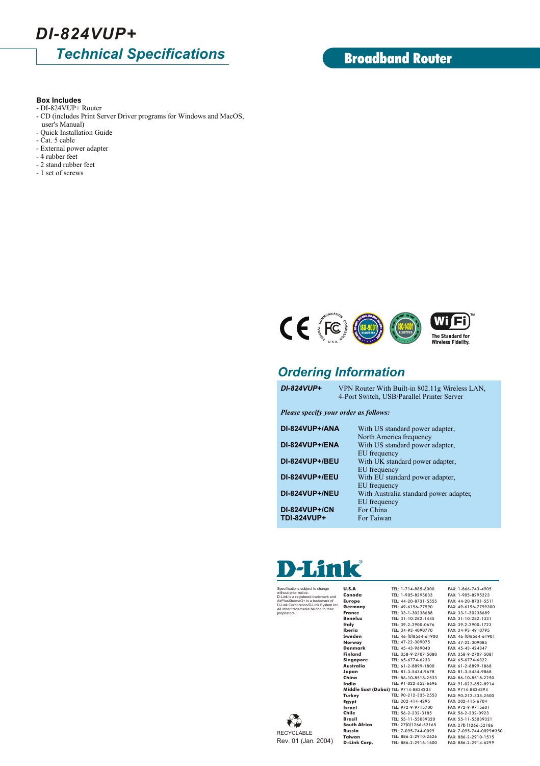# DI-824VUP+

## Technical Specifications

**Broadband Router**

**Box Includes**

- DI-824VUP+ Router
- CD (includes Print Server Driver programs for Windows and MacOS, user's Manual)
- Quick Installation Guide
- Cat. 5 cable
- External power adapter
- 4 rubber feet
- 2 stand rubber feet
- 1 set of screws

The Standard for Wireless Fidelity.

## Ordering Information

| | |
|---|---|
| ***DI-824VUP+*** | VPN Router With Built-in 802.11g Wireless LAN, 4-Port Switch, USB/Parallel Printer Server |

***Please specify your order as follows:***

| | |
|---|---|
| **DI-824VUP+/ANA** | With US standard power adapter, North America frequency |
| **DI-824VUP+/ENA** | With US standard power adapter, EU frequency |
| **DI-824VUP+/BEU** | With UK standard power adapter, EU frequency |
| **DI-824VUP+/EEU** | With EU standard power adapter, EU frequency |
| **DI-824VUP+/NEU** | With Australia standard power adapter, EU frequency |
| **DI-824VUP+/CN** | For China |
| **TDI-824VUP+** | For Taiwan |

**D-Link**

Specifications subject to change without prior notice.
D-Link is a registered trademark and AirPlusXtremeG+ is a trademark of D-Link Corporation/D-Link System Inc.
All other trademarks belong to their proprietors.

| | | |
|---|---|---|
| **U.S.A** | TEL: 1-714-885-6000 | FAX: 1-866-743-4905 |
| **Canada** | TEL: 1-905-8295033 | FAX: 1-905-8295223 |
| **Europe** | TEL: 44-20-8731-5555 | FAX: 44-20-8731-5511 |
| **Germany** | TEL: 49-6196-77990 | FAX: 49-6196-7799300 |
| **France** | TEL: 33-1-30238688 | FAX: 33-1-30238689 |
| **Benelux** | TEL: 31-10-282-1445 | FAX: 31-10-282-1331 |
| **Italy** | TEL: 39-2-2900-0676 | FAX: 39-2-2900-1723 |
| **Iberia** | TEL: 34-93-4090770 | FAX: 34-93-4910795 |
| **Sweden** | TEL: 46-(0)8564-61900 | FAX: 46-(0)8564-61901 |
| **Norway** | TEL: 47-22-309075 | FAX: 47-22-309085 |
| **Denmark** | TEL: 45-43-969040 | FAX: 45-43-424347 |
| **Finland** | TEL: 358-9-2707-5080 | FAX: 358-9-2707-5081 |
| **Singapore** | TEL: 65-6774-6233 | FAX: 65-6774-6322 |
| **Australia** | TEL: 61-2-8899-1800 | FAX: 61-2-8899-1868 |
| **Japan** | TEL: 81-3-5434-9678 | FAX: 81-3-5434-9868 |
| **China** | TEL: 86-10-8518-2533 | FAX: 86-10-8518-2250 |
| **India** | TEL: 91-022-652-6696 | FAX: 91-022-652-8914 |
| **Middle East (Dubai)** | TEL: 9714-8834234 | FAX: 9714-8834394 |
| **Turkey** | TEL: 90-212-335-2553 | FAX: 90-212-335-2500 |
| **Egypt** | TEL: 202-414-4295 | FAX: 202-415-6704 |
| **Israel** | TEL: 972-9-9715700 | FAX: 972-9-9715601 |
| **Chile** | TEL: 56-2-232-3185 | FAX: 56-2-232-0923 |
| **Brasil** | TEL: 55-11-55039320 | FAX: 55-11-55039321 |
| **South Africa** | TEL: 27(0)1266-52165 | FAX: 27(0)1266-52186 |
| **Russia** | TEL: 7-095-744-0099 | FAX: 7-095-744-0099#350 |
| **Taiwan** | TEL: 886-2-2910-2626 | FAX: 886-2-2910-1515 |
| **D-Link Corp.** | TEL: 886-2-2916-1600 | FAX: 886-2-2914-6299 |

RECYCLABLE

Rev. 01 (Jan. 2004)